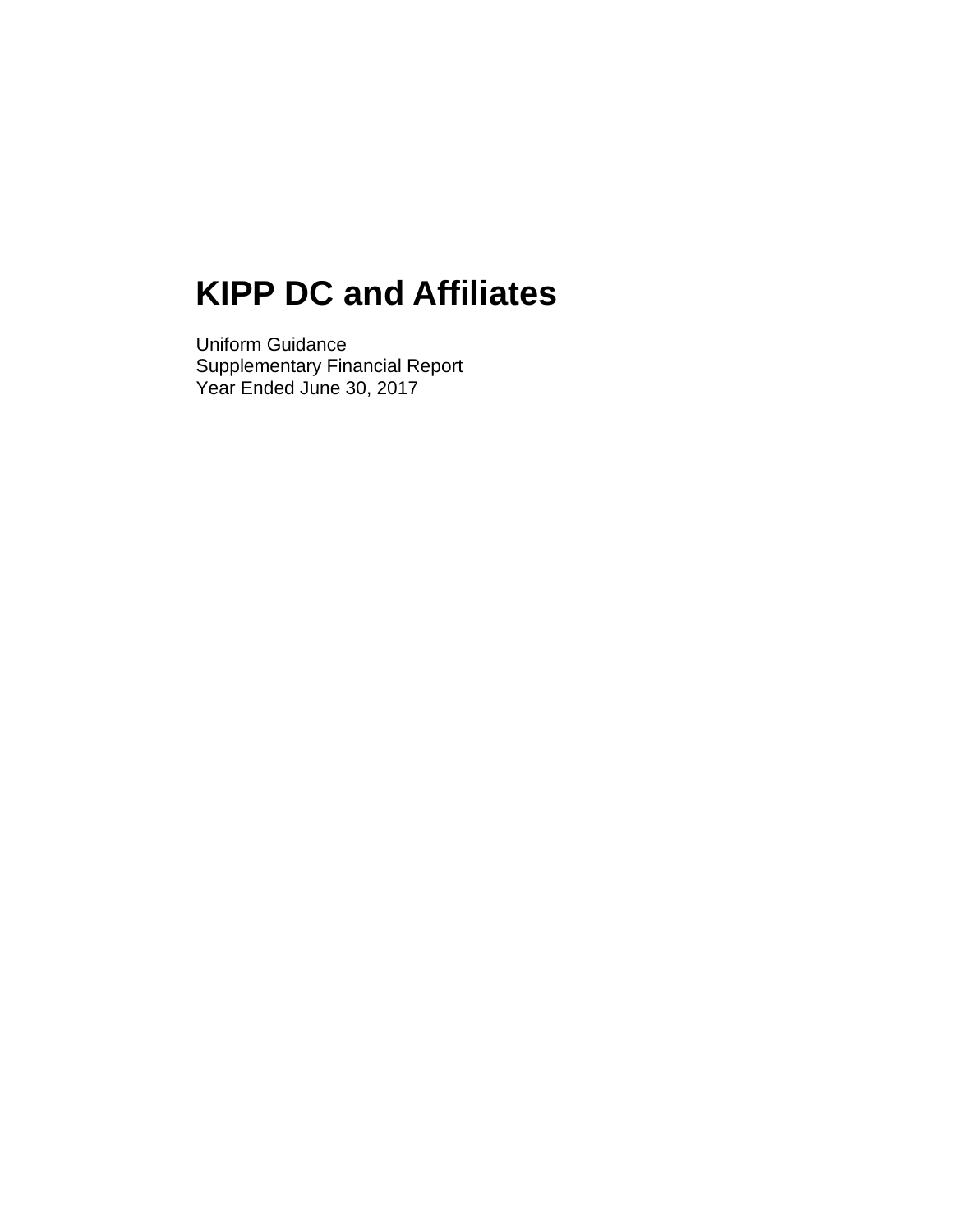# KIPP DC and Affiliates

Uniform Guidance
Supplementary Financial Report
Year Ended June 30, 2017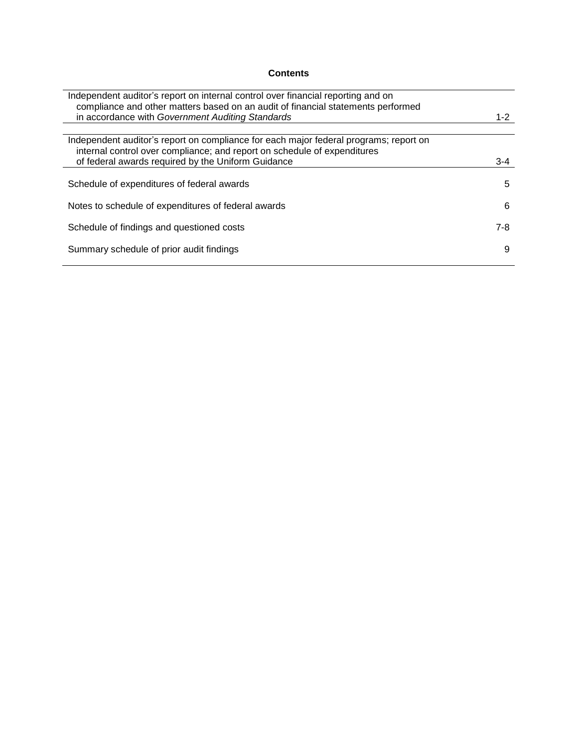## Contents

| | |
|---|---|
| Independent auditor's report on internal control over financial reporting and on compliance and other matters based on an audit of financial statements performed in accordance with *Government Auditing Standards* | 1-2 |
| Independent auditor's report on compliance for each major federal programs; report on internal control over compliance; and report on schedule of expenditures of federal awards required by the Uniform Guidance | 3-4 |
| Schedule of expenditures of federal awards | 5 |
| Notes to schedule of expenditures of federal awards | 6 |
| Schedule of findings and questioned costs | 7-8 |
| Summary schedule of prior audit findings | 9 |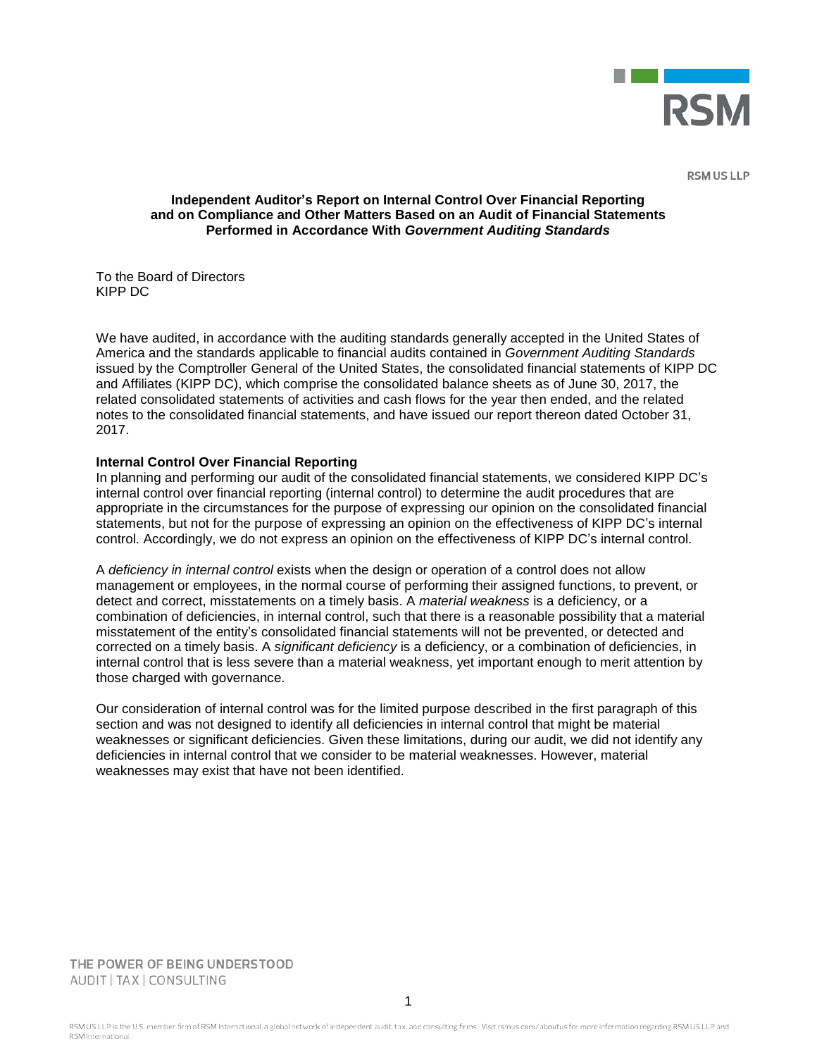RSM US LLP

**Independent Auditor's Report on Internal Control Over Financial Reporting and on Compliance and Other Matters Based on an Audit of Financial Statements Performed in Accordance With *Government Auditing Standards***

To the Board of Directors
KIPP DC

We have audited, in accordance with the auditing standards generally accepted in the United States of America and the standards applicable to financial audits contained in *Government Auditing Standards* issued by the Comptroller General of the United States, the consolidated financial statements of KIPP DC and Affiliates (KIPP DC), which comprise the consolidated balance sheets as of June 30, 2017, the related consolidated statements of activities and cash flows for the year then ended, and the related notes to the consolidated financial statements, and have issued our report thereon dated October 31, 2017.

**Internal Control Over Financial Reporting**

In planning and performing our audit of the consolidated financial statements, we considered KIPP DC's internal control over financial reporting (internal control) to determine the audit procedures that are appropriate in the circumstances for the purpose of expressing our opinion on the consolidated financial statements, but not for the purpose of expressing an opinion on the effectiveness of KIPP DC's internal control. Accordingly, we do not express an opinion on the effectiveness of KIPP DC's internal control.

A *deficiency in internal control* exists when the design or operation of a control does not allow management or employees, in the normal course of performing their assigned functions, to prevent, or detect and correct, misstatements on a timely basis. A *material weakness* is a deficiency, or a combination of deficiencies, in internal control, such that there is a reasonable possibility that a material misstatement of the entity's consolidated financial statements will not be prevented, or detected and corrected on a timely basis. A *significant deficiency* is a deficiency, or a combination of deficiencies, in internal control that is less severe than a material weakness, yet important enough to merit attention by those charged with governance.

Our consideration of internal control was for the limited purpose described in the first paragraph of this section and was not designed to identify all deficiencies in internal control that might be material weaknesses or significant deficiencies. Given these limitations, during our audit, we did not identify any deficiencies in internal control that we consider to be material weaknesses. However, material weaknesses may exist that have not been identified.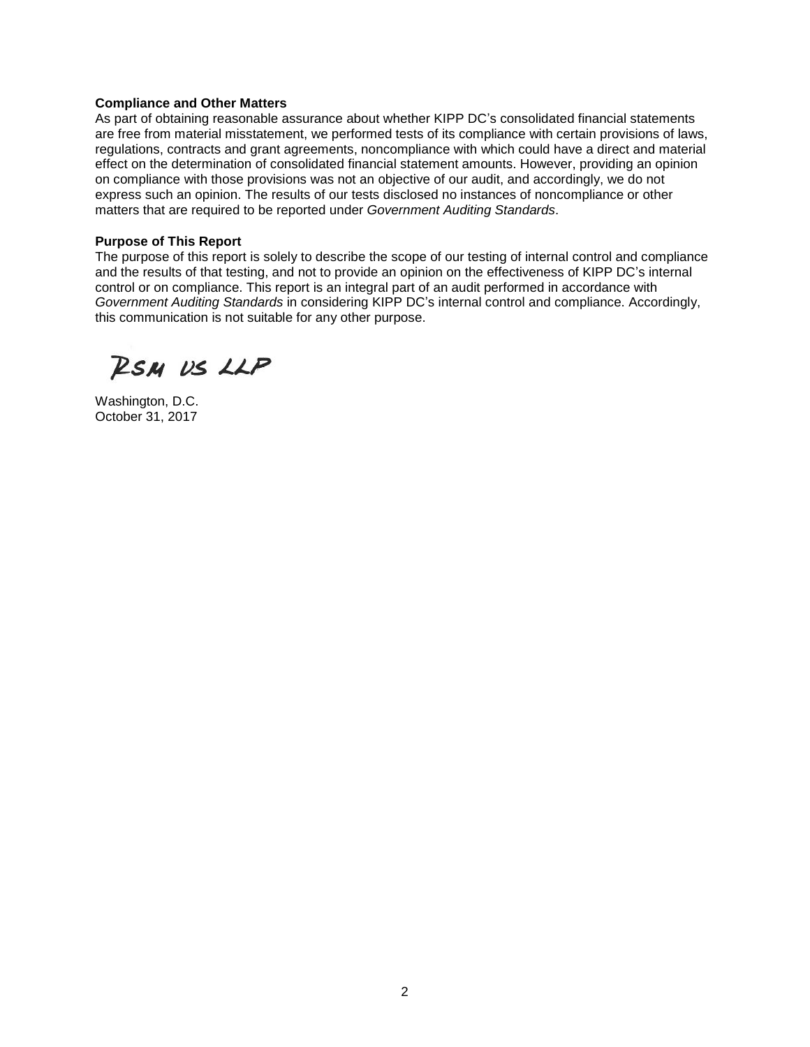**Compliance and Other Matters**
As part of obtaining reasonable assurance about whether KIPP DC's consolidated financial statements are free from material misstatement, we performed tests of its compliance with certain provisions of laws, regulations, contracts and grant agreements, noncompliance with which could have a direct and material effect on the determination of consolidated financial statement amounts. However, providing an opinion on compliance with those provisions was not an objective of our audit, and accordingly, we do not express such an opinion. The results of our tests disclosed no instances of noncompliance or other matters that are required to be reported under *Government Auditing Standards*.

**Purpose of This Report**
The purpose of this report is solely to describe the scope of our testing of internal control and compliance and the results of that testing, and not to provide an opinion on the effectiveness of KIPP DC's internal control or on compliance. This report is an integral part of an audit performed in accordance with *Government Auditing Standards* in considering KIPP DC's internal control and compliance. Accordingly, this communication is not suitable for any other purpose.

RSM US LLP

Washington, D.C.
October 31, 2017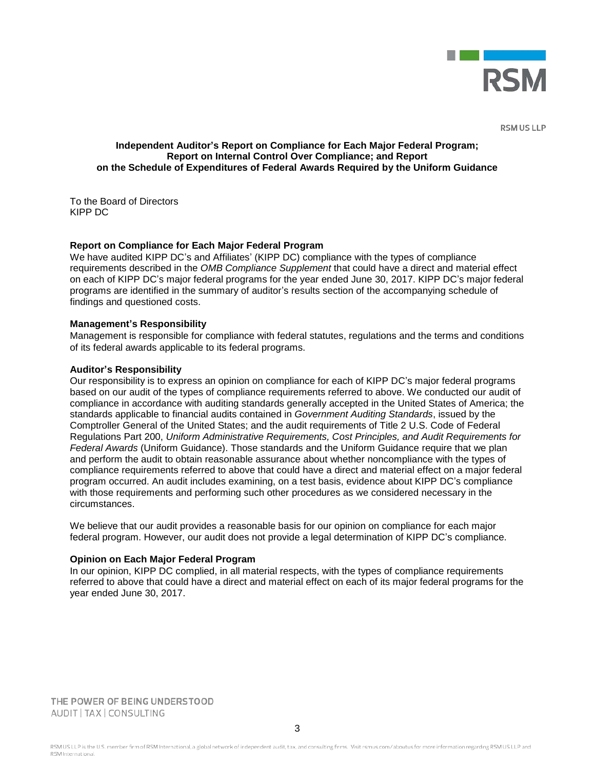RSM US LLP

**Independent Auditor's Report on Compliance for Each Major Federal Program; Report on Internal Control Over Compliance; and Report on the Schedule of Expenditures of Federal Awards Required by the Uniform Guidance**

To the Board of Directors
KIPP DC

**Report on Compliance for Each Major Federal Program**

We have audited KIPP DC's and Affiliates' (KIPP DC) compliance with the types of compliance requirements described in the *OMB Compliance Supplement* that could have a direct and material effect on each of KIPP DC's major federal programs for the year ended June 30, 2017. KIPP DC's major federal programs are identified in the summary of auditor's results section of the accompanying schedule of findings and questioned costs.

**Management's Responsibility**

Management is responsible for compliance with federal statutes, regulations and the terms and conditions of its federal awards applicable to its federal programs.

**Auditor's Responsibility**

Our responsibility is to express an opinion on compliance for each of KIPP DC's major federal programs based on our audit of the types of compliance requirements referred to above. We conducted our audit of compliance in accordance with auditing standards generally accepted in the United States of America; the standards applicable to financial audits contained in *Government Auditing Standards*, issued by the Comptroller General of the United States; and the audit requirements of Title 2 U.S. Code of Federal Regulations Part 200, *Uniform Administrative Requirements, Cost Principles, and Audit Requirements for Federal Awards* (Uniform Guidance). Those standards and the Uniform Guidance require that we plan and perform the audit to obtain reasonable assurance about whether noncompliance with the types of compliance requirements referred to above that could have a direct and material effect on a major federal program occurred. An audit includes examining, on a test basis, evidence about KIPP DC's compliance with those requirements and performing such other procedures as we considered necessary in the circumstances.

We believe that our audit provides a reasonable basis for our opinion on compliance for each major federal program. However, our audit does not provide a legal determination of KIPP DC's compliance.

**Opinion on Each Major Federal Program**

In our opinion, KIPP DC complied, in all material respects, with the types of compliance requirements referred to above that could have a direct and material effect on each of its major federal programs for the year ended June 30, 2017.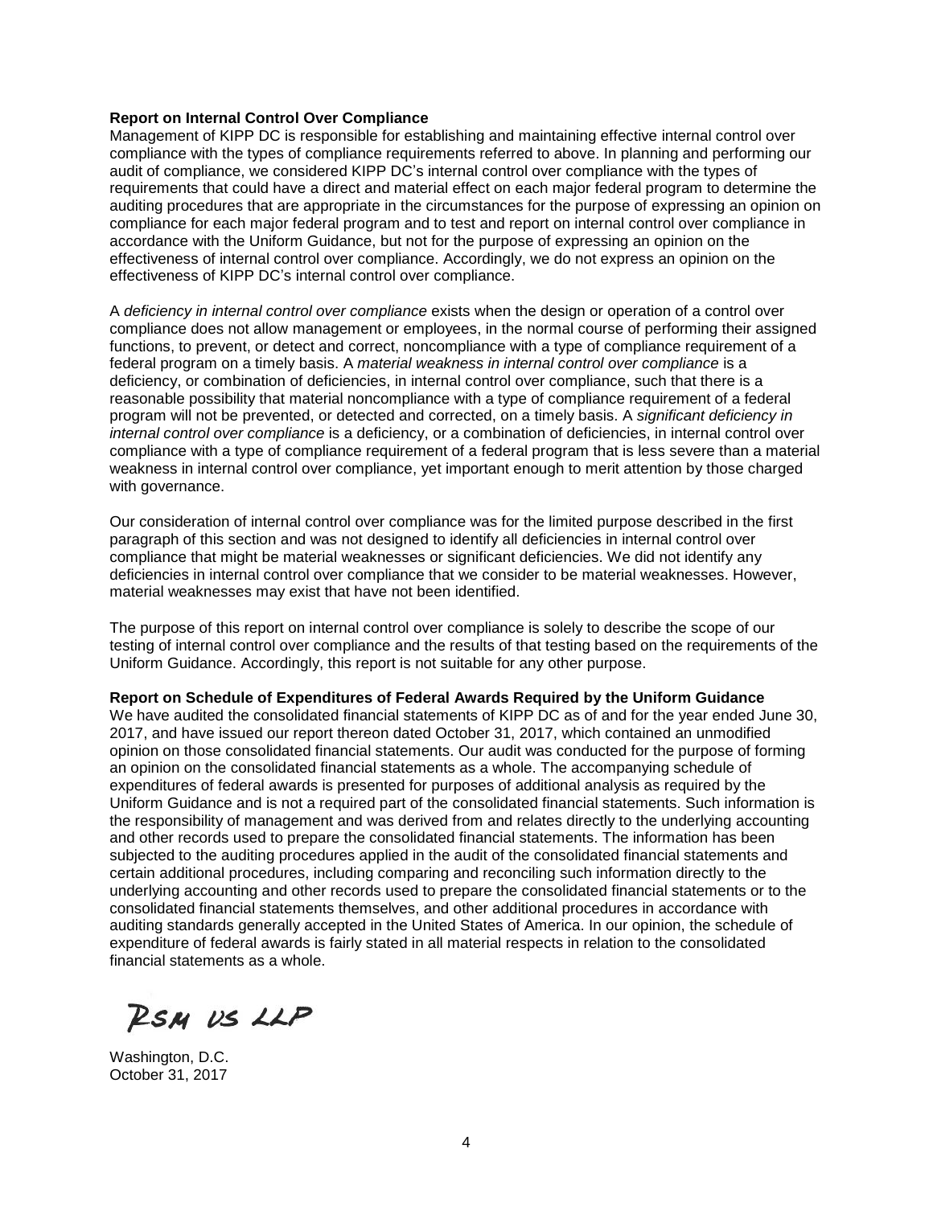**Report on Internal Control Over Compliance**

Management of KIPP DC is responsible for establishing and maintaining effective internal control over compliance with the types of compliance requirements referred to above. In planning and performing our audit of compliance, we considered KIPP DC's internal control over compliance with the types of requirements that could have a direct and material effect on each major federal program to determine the auditing procedures that are appropriate in the circumstances for the purpose of expressing an opinion on compliance for each major federal program and to test and report on internal control over compliance in accordance with the Uniform Guidance, but not for the purpose of expressing an opinion on the effectiveness of internal control over compliance. Accordingly, we do not express an opinion on the effectiveness of KIPP DC's internal control over compliance.

A *deficiency in internal control over compliance* exists when the design or operation of a control over compliance does not allow management or employees, in the normal course of performing their assigned functions, to prevent, or detect and correct, noncompliance with a type of compliance requirement of a federal program on a timely basis. A *material weakness in internal control over compliance* is a deficiency, or combination of deficiencies, in internal control over compliance, such that there is a reasonable possibility that material noncompliance with a type of compliance requirement of a federal program will not be prevented, or detected and corrected, on a timely basis. A *significant deficiency in internal control over compliance* is a deficiency, or a combination of deficiencies, in internal control over compliance with a type of compliance requirement of a federal program that is less severe than a material weakness in internal control over compliance, yet important enough to merit attention by those charged with governance.

Our consideration of internal control over compliance was for the limited purpose described in the first paragraph of this section and was not designed to identify all deficiencies in internal control over compliance that might be material weaknesses or significant deficiencies. We did not identify any deficiencies in internal control over compliance that we consider to be material weaknesses. However, material weaknesses may exist that have not been identified.

The purpose of this report on internal control over compliance is solely to describe the scope of our testing of internal control over compliance and the results of that testing based on the requirements of the Uniform Guidance. Accordingly, this report is not suitable for any other purpose.

**Report on Schedule of Expenditures of Federal Awards Required by the Uniform Guidance**

We have audited the consolidated financial statements of KIPP DC as of and for the year ended June 30, 2017, and have issued our report thereon dated October 31, 2017, which contained an unmodified opinion on those consolidated financial statements. Our audit was conducted for the purpose of forming an opinion on the consolidated financial statements as a whole. The accompanying schedule of expenditures of federal awards is presented for purposes of additional analysis as required by the Uniform Guidance and is not a required part of the consolidated financial statements. Such information is the responsibility of management and was derived from and relates directly to the underlying accounting and other records used to prepare the consolidated financial statements. The information has been subjected to the auditing procedures applied in the audit of the consolidated financial statements and certain additional procedures, including comparing and reconciling such information directly to the underlying accounting and other records used to prepare the consolidated financial statements or to the consolidated financial statements themselves, and other additional procedures in accordance with auditing standards generally accepted in the United States of America. In our opinion, the schedule of expenditure of federal awards is fairly stated in all material respects in relation to the consolidated financial statements as a whole.

RSM US LLP

Washington, D.C.
October 31, 2017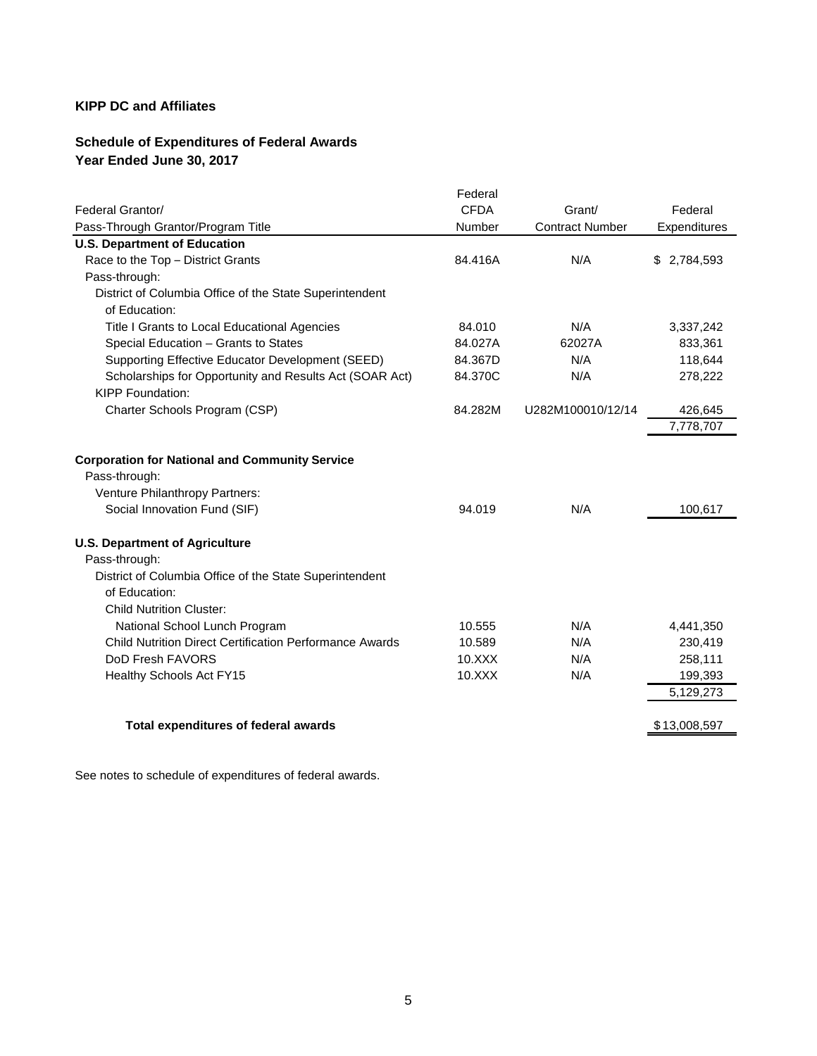**KIPP DC and Affiliates**

**Schedule of Expenditures of Federal Awards**
**Year Ended June 30, 2017**

| Federal Grantor/ Pass-Through Grantor/Program Title | Federal CFDA Number | Grant/ Contract Number | Federal Expenditures |
|---|---|---|---|
| **U.S. Department of Education** | | | |
| Race to the Top – District Grants | 84.416A | N/A | $ 2,784,593 |
| Pass-through: | | | |
| District of Columbia Office of the State Superintendent of Education: | | | |
| Title I Grants to Local Educational Agencies | 84.010 | N/A | 3,337,242 |
| Special Education – Grants to States | 84.027A | 62027A | 833,361 |
| Supporting Effective Educator Development (SEED) | 84.367D | N/A | 118,644 |
| Scholarships for Opportunity and Results Act (SOAR Act) | 84.370C | N/A | 278,222 |
| KIPP Foundation: | | | |
| Charter Schools Program (CSP) | 84.282M | U282M100010/12/14 | 426,645 |
| | | | 7,778,707 |
| **Corporation for National and Community Service** | | | |
| Pass-through: | | | |
| Venture Philanthropy Partners: | | | |
| Social Innovation Fund (SIF) | 94.019 | N/A | 100,617 |
| **U.S. Department of Agriculture** | | | |
| Pass-through: | | | |
| District of Columbia Office of the State Superintendent of Education: | | | |
| Child Nutrition Cluster: | | | |
| National School Lunch Program | 10.555 | N/A | 4,441,350 |
| Child Nutrition Direct Certification Performance Awards | 10.589 | N/A | 230,419 |
| DoD Fresh FAVORS | 10.XXX | N/A | 258,111 |
| Healthy Schools Act FY15 | 10.XXX | N/A | 199,393 |
| | | | 5,129,273 |
| **Total expenditures of federal awards** | | | $13,008,597 |

See notes to schedule of expenditures of federal awards.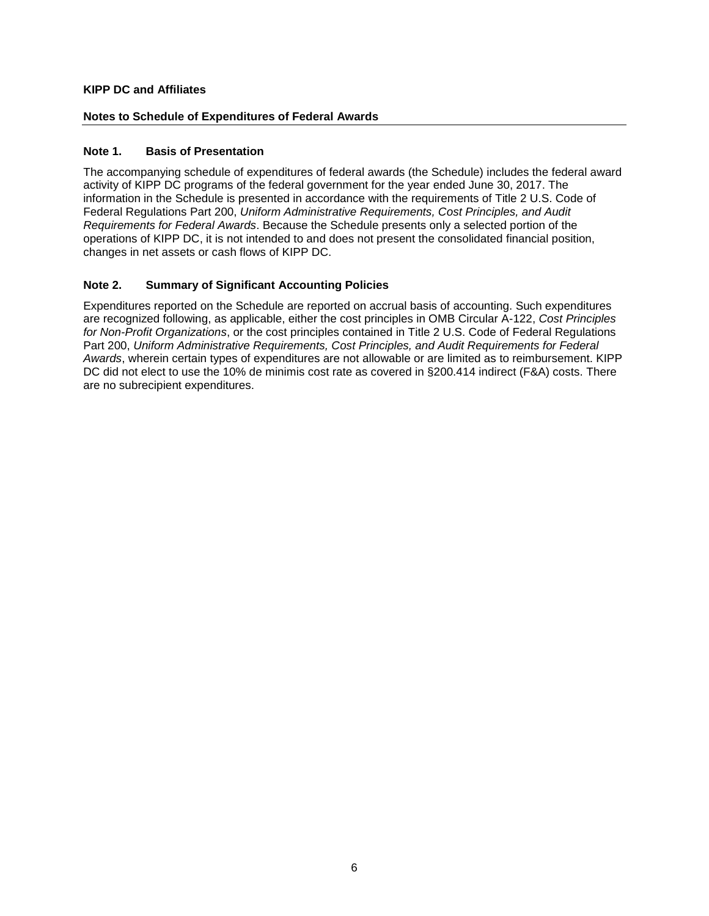**KIPP DC and Affiliates**

**Notes to Schedule of Expenditures of Federal Awards**

### Note 1. Basis of Presentation

The accompanying schedule of expenditures of federal awards (the Schedule) includes the federal award activity of KIPP DC programs of the federal government for the year ended June 30, 2017. The information in the Schedule is presented in accordance with the requirements of Title 2 U.S. Code of Federal Regulations Part 200, *Uniform Administrative Requirements, Cost Principles, and Audit Requirements for Federal Awards*. Because the Schedule presents only a selected portion of the operations of KIPP DC, it is not intended to and does not present the consolidated financial position, changes in net assets or cash flows of KIPP DC.

### Note 2. Summary of Significant Accounting Policies

Expenditures reported on the Schedule are reported on accrual basis of accounting. Such expenditures are recognized following, as applicable, either the cost principles in OMB Circular A-122, *Cost Principles for Non-Profit Organizations*, or the cost principles contained in Title 2 U.S. Code of Federal Regulations Part 200, *Uniform Administrative Requirements, Cost Principles, and Audit Requirements for Federal Awards*, wherein certain types of expenditures are not allowable or are limited as to reimbursement. KIPP DC did not elect to use the 10% de minimis cost rate as covered in §200.414 indirect (F&A) costs. There are no subrecipient expenditures.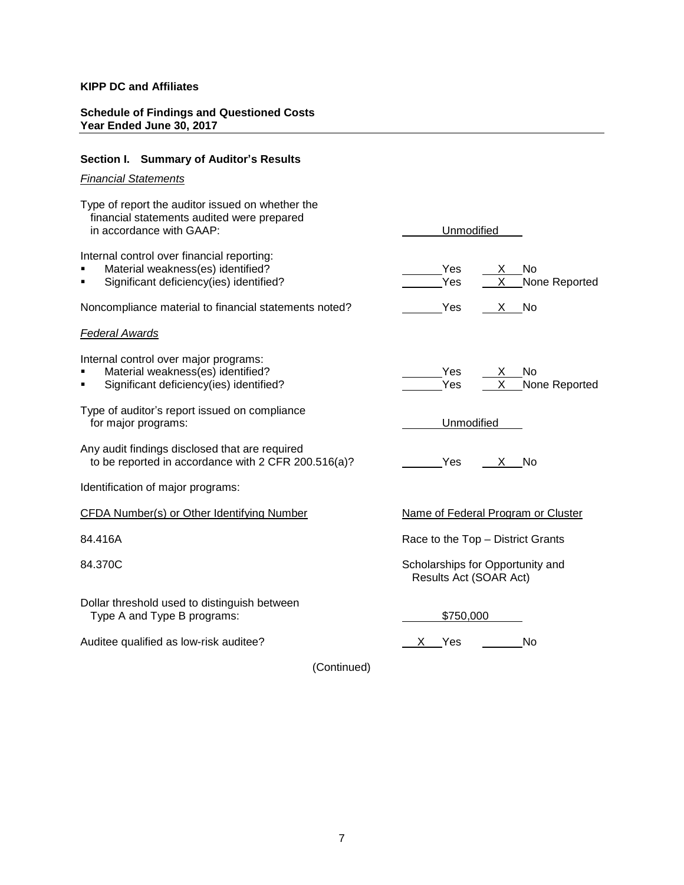**KIPP DC and Affiliates**

**Schedule of Findings and Questioned Costs**
**Year Ended June 30, 2017**

### Section I. Summary of Auditor's Results

*Financial Statements*

Type of report the auditor issued on whether the financial statements audited were prepared in accordance with GAAP: Unmodified

Internal control over financial reporting:

- Material weakness(es) identified? ___ Yes X No
- Significant deficiency(ies) identified? ___ Yes X None Reported

Noncompliance material to financial statements noted? ___ Yes X No

*Federal Awards*

Internal control over major programs:

- Material weakness(es) identified? ___ Yes X No
- Significant deficiency(ies) identified? ___ Yes X None Reported

Type of auditor's report issued on compliance for major programs: Unmodified

Any audit findings disclosed that are required to be reported in accordance with 2 CFR 200.516(a)? ___ Yes X No

Identification of major programs:

| CFDA Number(s) or Other Identifying Number | Name of Federal Program or Cluster |
|---|---|
| 84.416A | Race to the Top – District Grants |
| 84.370C | Scholarships for Opportunity and Results Act (SOAR Act) |

Dollar threshold used to distinguish between Type A and Type B programs: $750,000

Auditee qualified as low-risk auditee? X Yes ___ No

(Continued)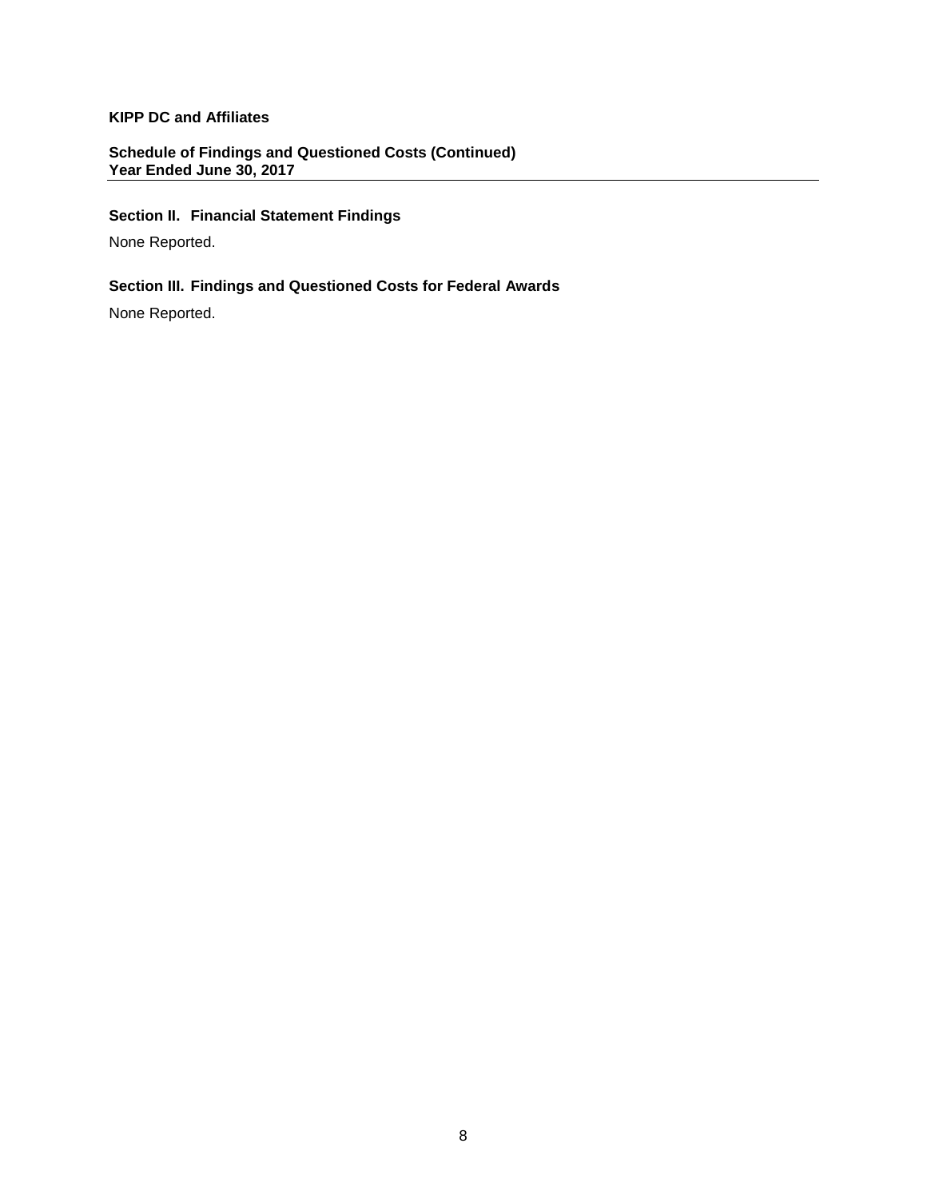**KIPP DC and Affiliates**

**Schedule of Findings and Questioned Costs (Continued)**
**Year Ended June 30, 2017**

## Section II. Financial Statement Findings

None Reported.

## Section III. Findings and Questioned Costs for Federal Awards

None Reported.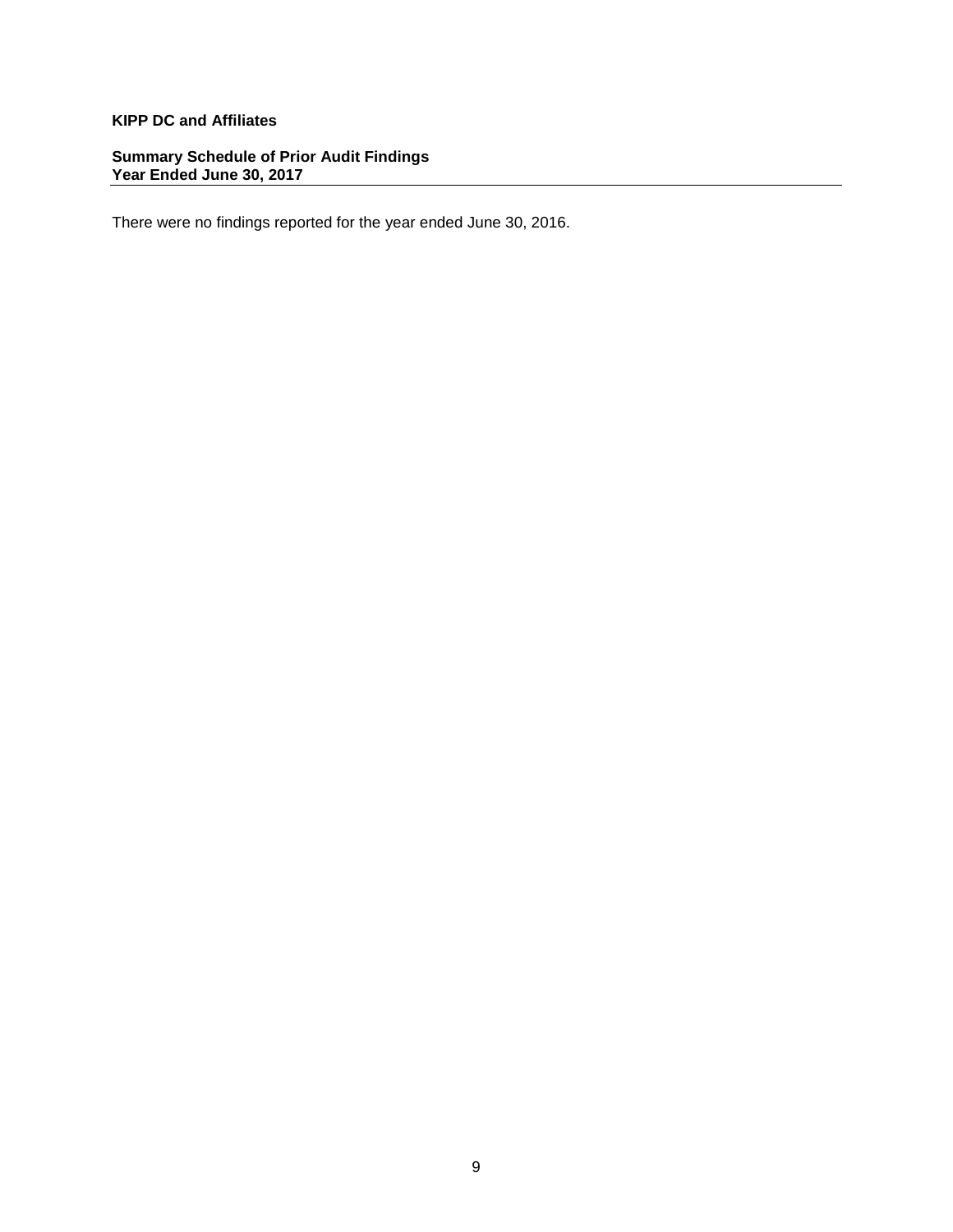**KIPP DC and Affiliates**

**Summary Schedule of Prior Audit Findings**
**Year Ended June 30, 2017**

There were no findings reported for the year ended June 30, 2016.